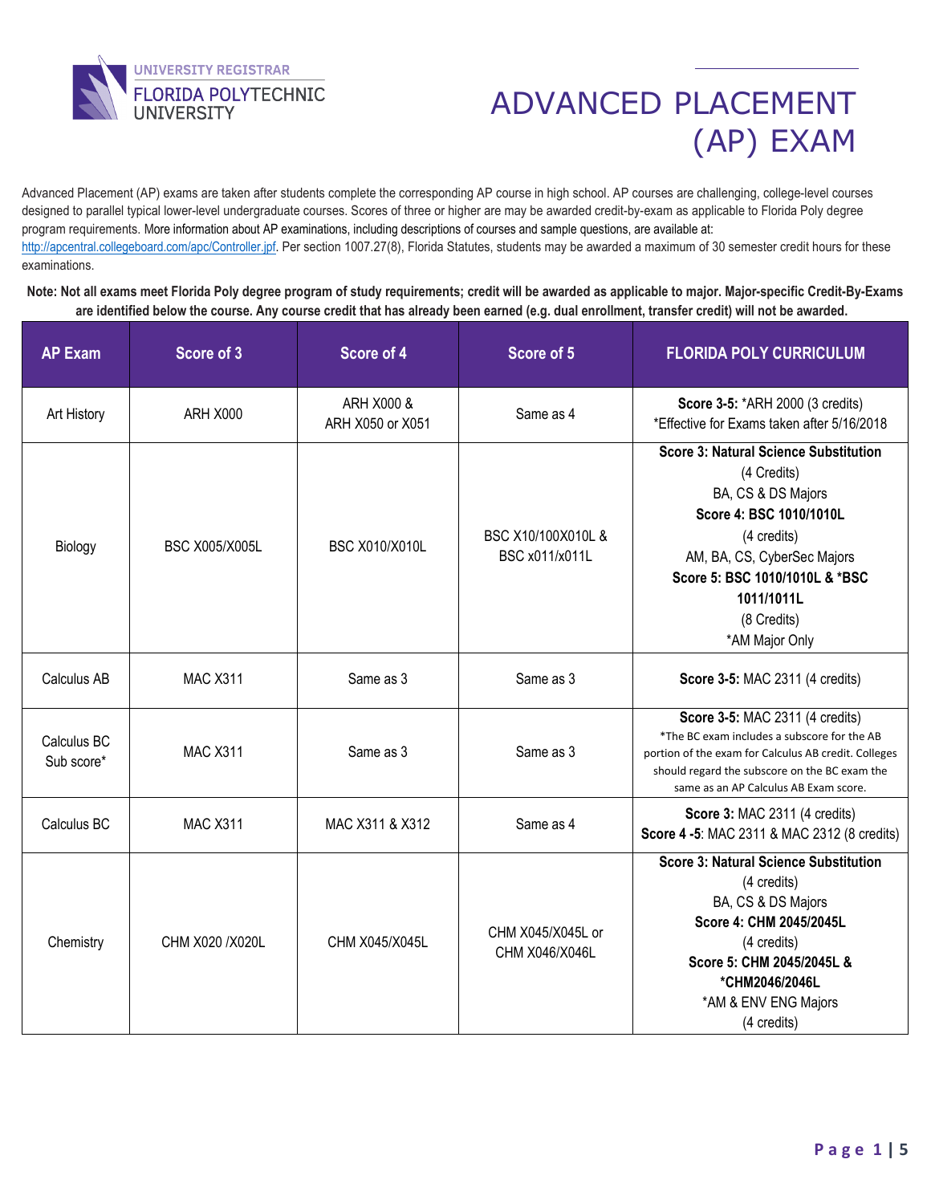UNIVERSITY REGISTRAR
FLORIDA POLYTECHNIC UNIVERSITY

# ADVANCED PLACEMENT (AP) EXAM

Advanced Placement (AP) exams are taken after students complete the corresponding AP course in high school. AP courses are challenging, college-level courses designed to parallel typical lower-level undergraduate courses. Scores of three or higher are may be awarded credit-by-exam as applicable to Florida Poly degree program requirements. More information about AP examinations, including descriptions of courses and sample questions, are available at: http://apcentral.collegeboard.com/apc/Controller.jpf. Per section 1007.27(8), Florida Statutes, students may be awarded a maximum of 30 semester credit hours for these examinations.

**Note: Not all exams meet Florida Poly degree program of study requirements; credit will be awarded as applicable to major. Major-specific Credit-By-Exams are identified below the course. Any course credit that has already been earned (e.g. dual enrollment, transfer credit) will not be awarded.**

| AP Exam | Score of 3 | Score of 4 | Score of 5 | FLORIDA POLY CURRICULUM |
|---|---|---|---|---|
| Art History | ARH X000 | ARH X000 & ARH X050 or X051 | Same as 4 | **Score 3-5:** *ARH 2000 (3 credits) *Effective for Exams taken after 5/16/2018 |
| Biology | BSC X005/X005L | BSC X010/X010L | BSC X10/100X010L & BSC x011/x011L | **Score 3: Natural Science Substitution** (4 Credits) BA, CS & DS Majors **Score 4: BSC 1010/1010L** (4 credits) AM, BA, CS, CyberSec Majors **Score 5: BSC 1010/1010L & *BSC 1011/1011L** (8 Credits) *AM Major Only |
| Calculus AB | MAC X311 | Same as 3 | Same as 3 | **Score 3-5:** MAC 2311 (4 credits) |
| Calculus BC Sub score* | MAC X311 | Same as 3 | Same as 3 | **Score 3-5:** MAC 2311 (4 credits) *The BC exam includes a subscore for the AB portion of the exam for Calculus AB credit. Colleges should regard the subscore on the BC exam the same as an AP Calculus AB Exam score. |
| Calculus BC | MAC X311 | MAC X311 & X312 | Same as 4 | **Score 3:** MAC 2311 (4 credits) **Score 4 -5**: MAC 2311 & MAC 2312 (8 credits) |
| Chemistry | CHM X020 /X020L | CHM X045/X045L | CHM X045/X045L or CHM X046/X046L | **Score 3: Natural Science Substitution** (4 credits) BA, CS & DS Majors **Score 4: CHM 2045/2045L** (4 credits) **Score 5: CHM 2045/2045L & *CHM2046/2046L** *AM & ENV ENG Majors (4 credits) |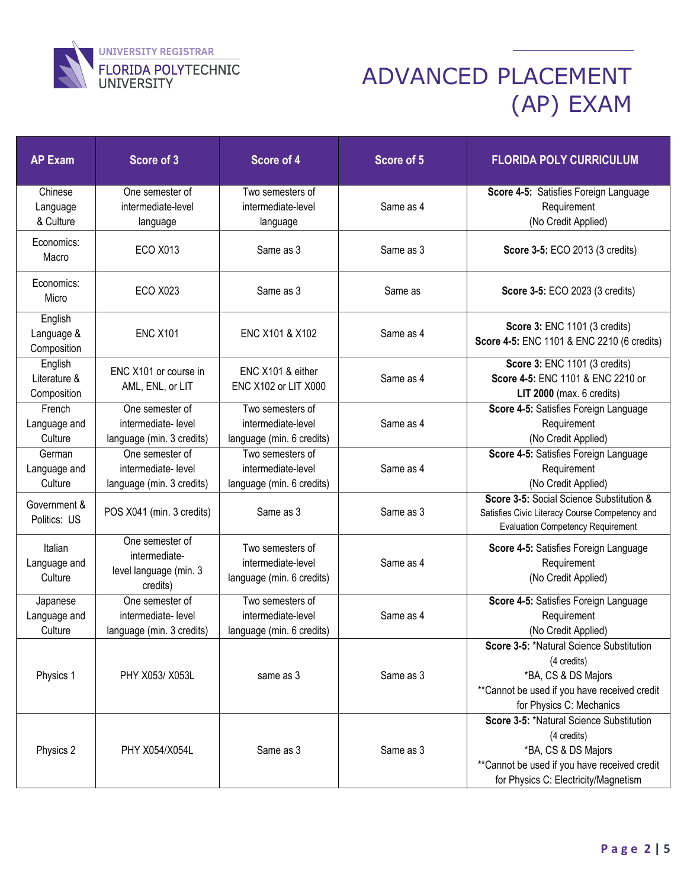UNIVERSITY REGISTRAR
FLORIDA POLYTECHNIC UNIVERSITY

# ADVANCED PLACEMENT (AP) EXAM

| AP Exam | Score of 3 | Score of 4 | Score of 5 | FLORIDA POLY CURRICULUM |
|---|---|---|---|---|
| Chinese Language & Culture | One semester of intermediate-level language | Two semesters of intermediate-level language | Same as 4 | **Score 4-5:** Satisfies Foreign Language Requirement (No Credit Applied) |
| Economics: Macro | ECO X013 | Same as 3 | Same as 3 | **Score 3-5:** ECO 2013 (3 credits) |
| Economics: Micro | ECO X023 | Same as 3 | Same as | **Score 3-5:** ECO 2023 (3 credits) |
| English Language & Composition | ENC X101 | ENC X101 & X102 | Same as 4 | **Score 3:** ENC 1101 (3 credits) **Score 4-5:** ENC 1101 & ENC 2210 (6 credits) |
| English Literature & Composition | ENC X101 or course in AML, ENL, or LIT | ENC X101 & either ENC X102 or LIT X000 | Same as 4 | **Score 3:** ENC 1101 (3 credits) **Score 4-5:** ENC 1101 & ENC 2210 or **LIT 2000** (max. 6 credits) |
| French Language and Culture | One semester of intermediate- level language (min. 3 credits) | Two semesters of intermediate-level language (min. 6 credits) | Same as 4 | **Score 4-5:** Satisfies Foreign Language Requirement (No Credit Applied) |
| German Language and Culture | One semester of intermediate- level language (min. 3 credits) | Two semesters of intermediate-level language (min. 6 credits) | Same as 4 | **Score 4-5:** Satisfies Foreign Language Requirement (No Credit Applied) |
| Government & Politics: US | POS X041 (min. 3 credits) | Same as 3 | Same as 3 | **Score 3-5:** Social Science Substitution & Satisfies Civic Literacy Course Competency and Evaluation Competency Requirement |
| Italian Language and Culture | One semester of intermediate-level language (min. 3 credits) | Two semesters of intermediate-level language (min. 6 credits) | Same as 4 | **Score 4-5:** Satisfies Foreign Language Requirement (No Credit Applied) |
| Japanese Language and Culture | One semester of intermediate- level language (min. 3 credits) | Two semesters of intermediate-level language (min. 6 credits) | Same as 4 | **Score 4-5:** Satisfies Foreign Language Requirement (No Credit Applied) |
| Physics 1 | PHY X053/ X053L | same as 3 | Same as 3 | **Score 3-5:** *Natural Science Substitution (4 credits) *BA, CS & DS Majors **Cannot be used if you have received credit for Physics C: Mechanics |
| Physics 2 | PHY X054/X054L | Same as 3 | Same as 3 | **Score 3-5:** *Natural Science Substitution (4 credits) *BA, CS & DS Majors **Cannot be used if you have received credit for Physics C: Electricity/Magnetism |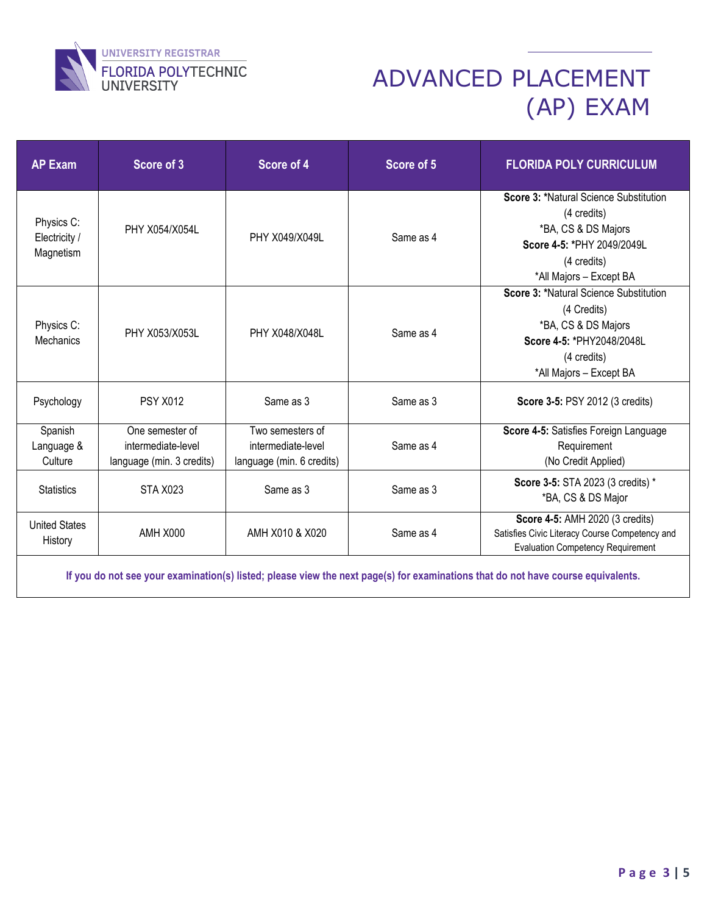# ADVANCED PLACEMENT (AP) EXAM

| AP Exam | Score of 3 | Score of 4 | Score of 5 | FLORIDA POLY CURRICULUM |
|---|---|---|---|---|
| Physics C: Electricity / Magnetism | PHY X054/X054L | PHY X049/X049L | Same as 4 | **Score 3:** *Natural Science Substitution (4 credits) *BA, CS & DS Majors **Score 4-5:** *PHY 2049/2049L (4 credits) *All Majors – Except BA |
| Physics C: Mechanics | PHY X053/X053L | PHY X048/X048L | Same as 4 | **Score 3:** *Natural Science Substitution (4 Credits) *BA, CS & DS Majors **Score 4-5:** *PHY2048/2048L (4 credits) *All Majors – Except BA |
| Psychology | PSY X012 | Same as 3 | Same as 3 | **Score 3-5:** PSY 2012 (3 credits) |
| Spanish Language & Culture | One semester of intermediate-level language (min. 3 credits) | Two semesters of intermediate-level language (min. 6 credits) | Same as 4 | **Score 4-5:** Satisfies Foreign Language Requirement (No Credit Applied) |
| Statistics | STA X023 | Same as 3 | Same as 3 | **Score 3-5:** STA 2023 (3 credits) * *BA, CS & DS Major |
| United States History | AMH X000 | AMH X010 & X020 | Same as 4 | **Score 4-5:** AMH 2020 (3 credits) Satisfies Civic Literacy Course Competency and Evaluation Competency Requirement |

**If you do not see your examination(s) listed; please view the next page(s) for examinations that do not have course equivalents.**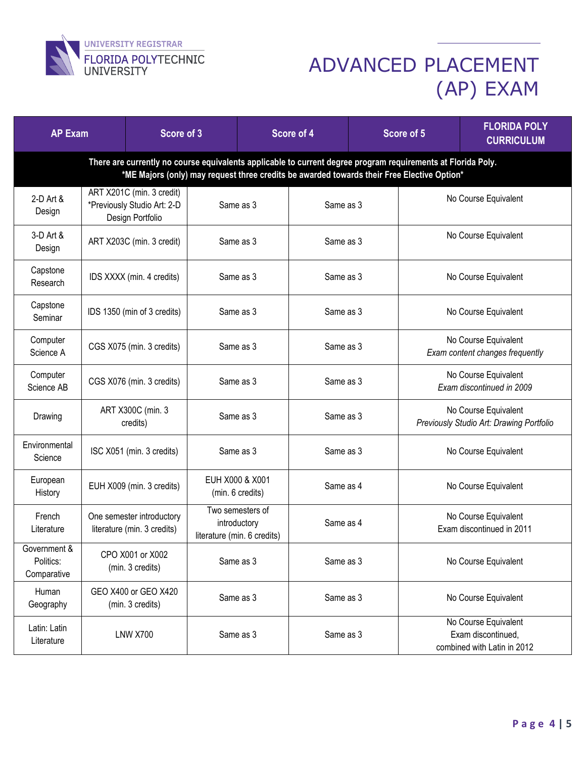UNIVERSITY REGISTRAR
FLORIDA POLYTECHNIC UNIVERSITY

# ADVANCED PLACEMENT (AP) EXAM

| AP Exam | Score of 3 | Score of 4 | Score of 5 | FLORIDA POLY CURRICULUM |
|---|---|---|---|---|
| **There are currently no course equivalents applicable to current degree program requirements at Florida Poly. *ME Majors (only) may request three credits be awarded towards their Free Elective Option*** | | | | |
| 2-D Art & Design | ART X201C (min. 3 credit) *Previously Studio Art: 2-D Design Portfolio | Same as 3 | Same as 3 | No Course Equivalent |
| 3-D Art & Design | ART X203C (min. 3 credit) | Same as 3 | Same as 3 | No Course Equivalent |
| Capstone Research | IDS XXXX (min. 4 credits) | Same as 3 | Same as 3 | No Course Equivalent |
| Capstone Seminar | IDS 1350 (min of 3 credits) | Same as 3 | Same as 3 | No Course Equivalent |
| Computer Science A | CGS X075 (min. 3 credits) | Same as 3 | Same as 3 | No Course Equivalent *Exam content changes frequently* |
| Computer Science AB | CGS X076 (min. 3 credits) | Same as 3 | Same as 3 | No Course Equivalent *Exam discontinued in 2009* |
| Drawing | ART X300C (min. 3 credits) | Same as 3 | Same as 3 | No Course Equivalent *Previously Studio Art: Drawing Portfolio* |
| Environmental Science | ISC X051 (min. 3 credits) | Same as 3 | Same as 3 | No Course Equivalent |
| European History | EUH X009 (min. 3 credits) | EUH X000 & X001 (min. 6 credits) | Same as 4 | No Course Equivalent |
| French Literature | One semester introductory literature (min. 3 credits) | Two semesters of introductory literature (min. 6 credits) | Same as 4 | No Course Equivalent Exam discontinued in 2011 |
| Government & Politics: Comparative | CPO X001 or X002 (min. 3 credits) | Same as 3 | Same as 3 | No Course Equivalent |
| Human Geography | GEO X400 or GEO X420 (min. 3 credits) | Same as 3 | Same as 3 | No Course Equivalent |
| Latin: Latin Literature | LNW X700 | Same as 3 | Same as 3 | No Course Equivalent Exam discontinued, combined with Latin in 2012 |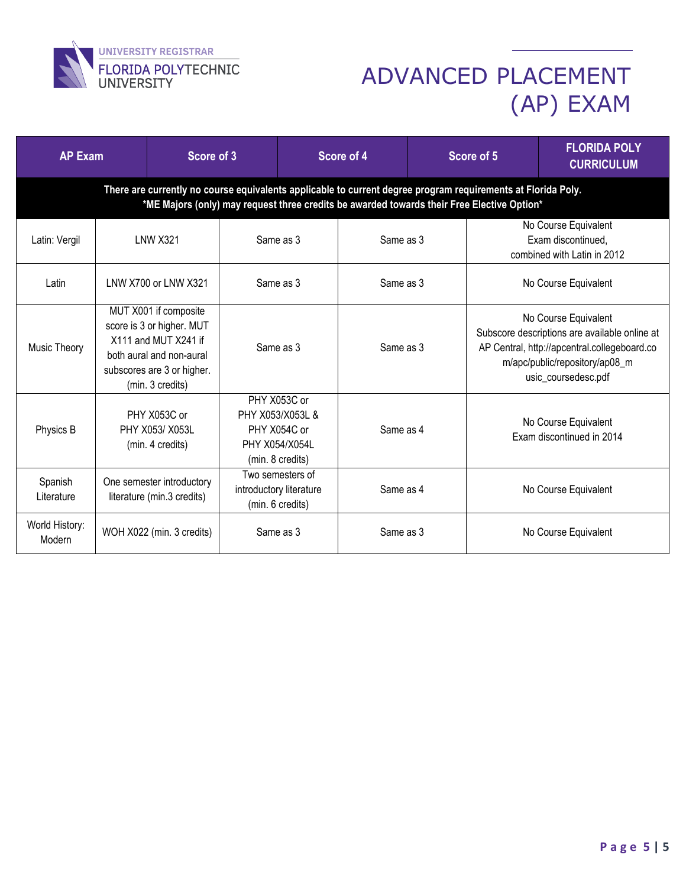# ADVANCED PLACEMENT (AP) EXAM

| AP Exam | Score of 3 | Score of 4 | Score of 5 | FLORIDA POLY CURRICULUM |
|---|---|---|---|---|
| **There are currently no course equivalents applicable to current degree program requirements at Florida Poly. *ME Majors (only) may request three credits be awarded towards their Free Elective Option*** | | | | |
| Latin: Vergil | LNW X321 | Same as 3 | Same as 3 | No Course Equivalent Exam discontinued, combined with Latin in 2012 |
| Latin | LNW X700 or LNW X321 | Same as 3 | Same as 3 | No Course Equivalent |
| Music Theory | MUT X001 if composite score is 3 or higher. MUT X111 and MUT X241 if both aural and non-aural subscores are 3 or higher. (min. 3 credits) | Same as 3 | Same as 3 | No Course Equivalent Subscore descriptions are available online at AP Central, http://apcentral.collegeboard.com/apc/public/repository/ap08_music_coursedesc.pdf |
| Physics B | PHY X053C or PHY X053/ X053L (min. 4 credits) | PHY X053C or PHY X053/X053L & PHY X054C or PHY X054/X054L (min. 8 credits) | Same as 4 | No Course Equivalent Exam discontinued in 2014 |
| Spanish Literature | One semester introductory literature (min.3 credits) | Two semesters of introductory literature (min. 6 credits) | Same as 4 | No Course Equivalent |
| World History: Modern | WOH X022 (min. 3 credits) | Same as 3 | Same as 3 | No Course Equivalent |